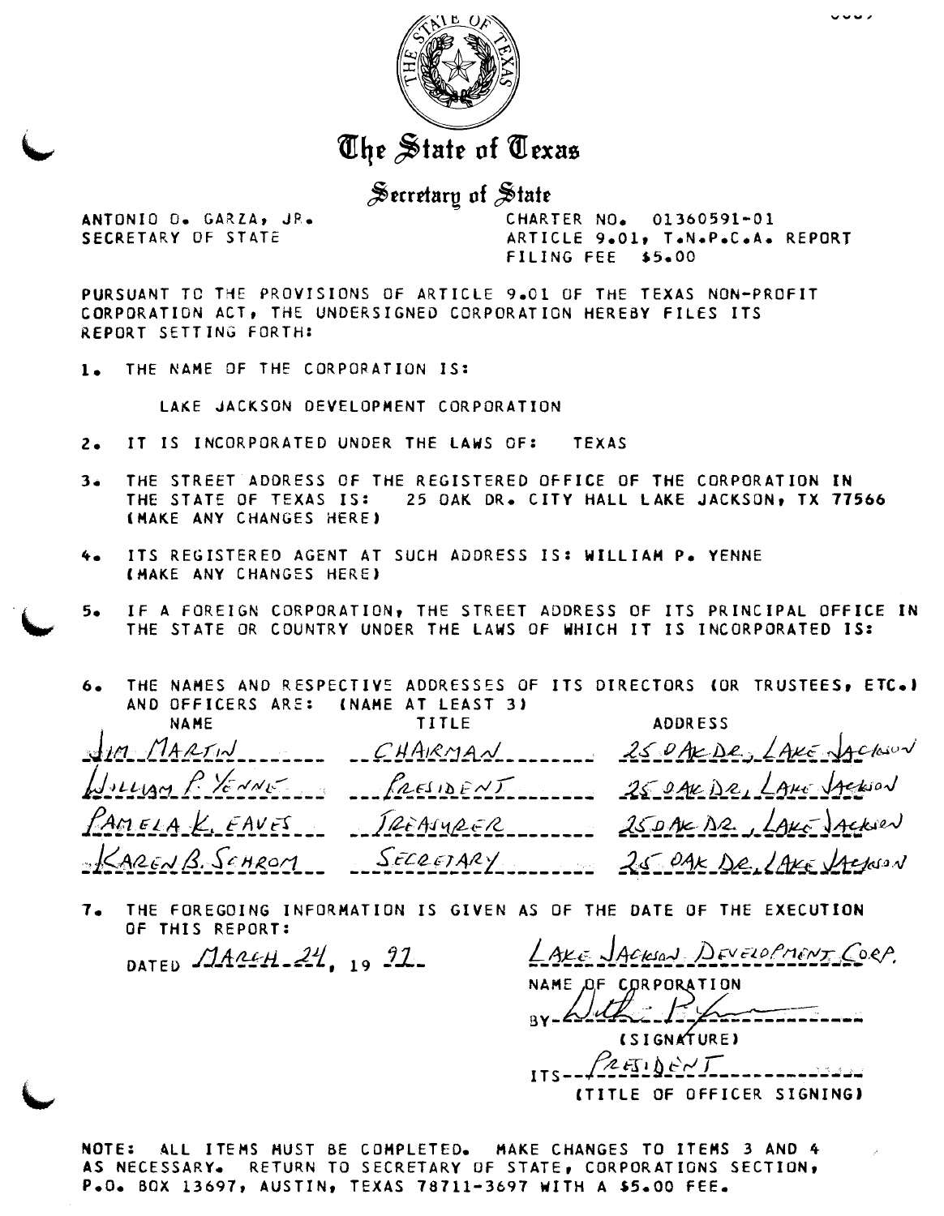# The State of Texas

## Secretary of State

ANTONIO O. GARZA, JR.
SECRETARY OF STATE

CHARTER NO. 01360591-01
ARTICLE 9.01, T.N.P.C.A. REPORT
FILING FEE $5.00

PURSUANT TO THE PROVISIONS OF ARTICLE 9.01 OF THE TEXAS NON-PROFIT CORPORATION ACT, THE UNDERSIGNED CORPORATION HEREBY FILES ITS REPORT SETTING FORTH:

1. THE NAME OF THE CORPORATION IS:

   LAKE JACKSON DEVELOPMENT CORPORATION

2. IT IS INCORPORATED UNDER THE LAWS OF: TEXAS

3. THE STREET ADDRESS OF THE REGISTERED OFFICE OF THE CORPORATION IN THE STATE OF TEXAS IS: 25 OAK DR. CITY HALL LAKE JACKSON, TX 77566 (MAKE ANY CHANGES HERE)

4. ITS REGISTERED AGENT AT SUCH ADDRESS IS: WILLIAM P. YENNE (MAKE ANY CHANGES HERE)

5. IF A FOREIGN CORPORATION, THE STREET ADDRESS OF ITS PRINCIPAL OFFICE IN THE STATE OR COUNTRY UNDER THE LAWS OF WHICH IT IS INCORPORATED IS:

6. THE NAMES AND RESPECTIVE ADDRESSES OF ITS DIRECTORS (OR TRUSTEES, ETC.) AND OFFICERS ARE: (NAME AT LEAST 3)

| NAME | TITLE | ADDRESS |
| --- | --- | --- |
| JIM MARTIN | CHAIRMAN | 25 OAK DR., LAKE JACKSON |
| WILLIAM P. YENNE | PRESIDENT | 25 OAK DR., LAKE JACKSON |
| PAMELA K. EAVES | TREASURER | 25 OAK DR., LAKE JACKSON |
| KAREN B. SCHROM | SECRETARY | 25 OAK DR., LAKE JACKSON |

7. THE FOREGOING INFORMATION IS GIVEN AS OF THE DATE OF THE EXECUTION OF THIS REPORT:

DATED MARCH 24, 19 92

LAKE JACKSON DEVELOPMENT CORP.
NAME OF CORPORATION

BY (SIGNATURE)

ITS PRESIDENT
(TITLE OF OFFICER SIGNING)

NOTE: ALL ITEMS MUST BE COMPLETED. MAKE CHANGES TO ITEMS 3 AND 4 AS NECESSARY. RETURN TO SECRETARY OF STATE, CORPORATIONS SECTION, P.O. BOX 13697, AUSTIN, TEXAS 78711-3697 WITH A $5.00 FEE.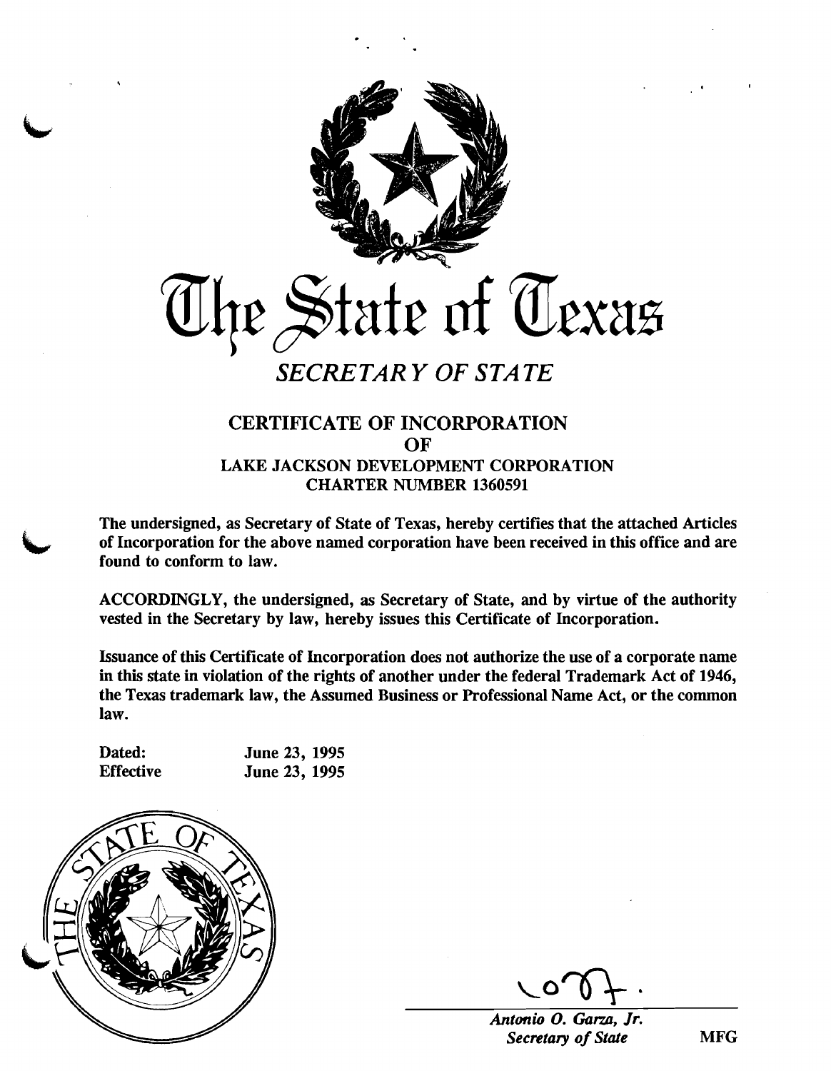# The State of Texas

## *SECRETARY OF STATE*

### CERTIFICATE OF INCORPORATION
### OF
### LAKE JACKSON DEVELOPMENT CORPORATION
### CHARTER NUMBER 1360591

**The undersigned, as Secretary of State of Texas, hereby certifies that the attached Articles of Incorporation for the above named corporation have been received in this office and are found to conform to law.**

**ACCORDINGLY, the undersigned, as Secretary of State, and by virtue of the authority vested in the Secretary by law, hereby issues this Certificate of Incorporation.**

**Issuance of this Certificate of Incorporation does not authorize the use of a corporate name in this state in violation of the rights of another under the federal Trademark Act of 1946, the Texas trademark law, the Assumed Business or Professional Name Act, or the common law.**

| | |
|---|---|
| **Dated:** | **June 23, 1995** |
| **Effective** | **June 23, 1995** |

THE STATE OF TEXAS

***Antonio O. Garza, Jr.***
***Secretary of State*** **MFG**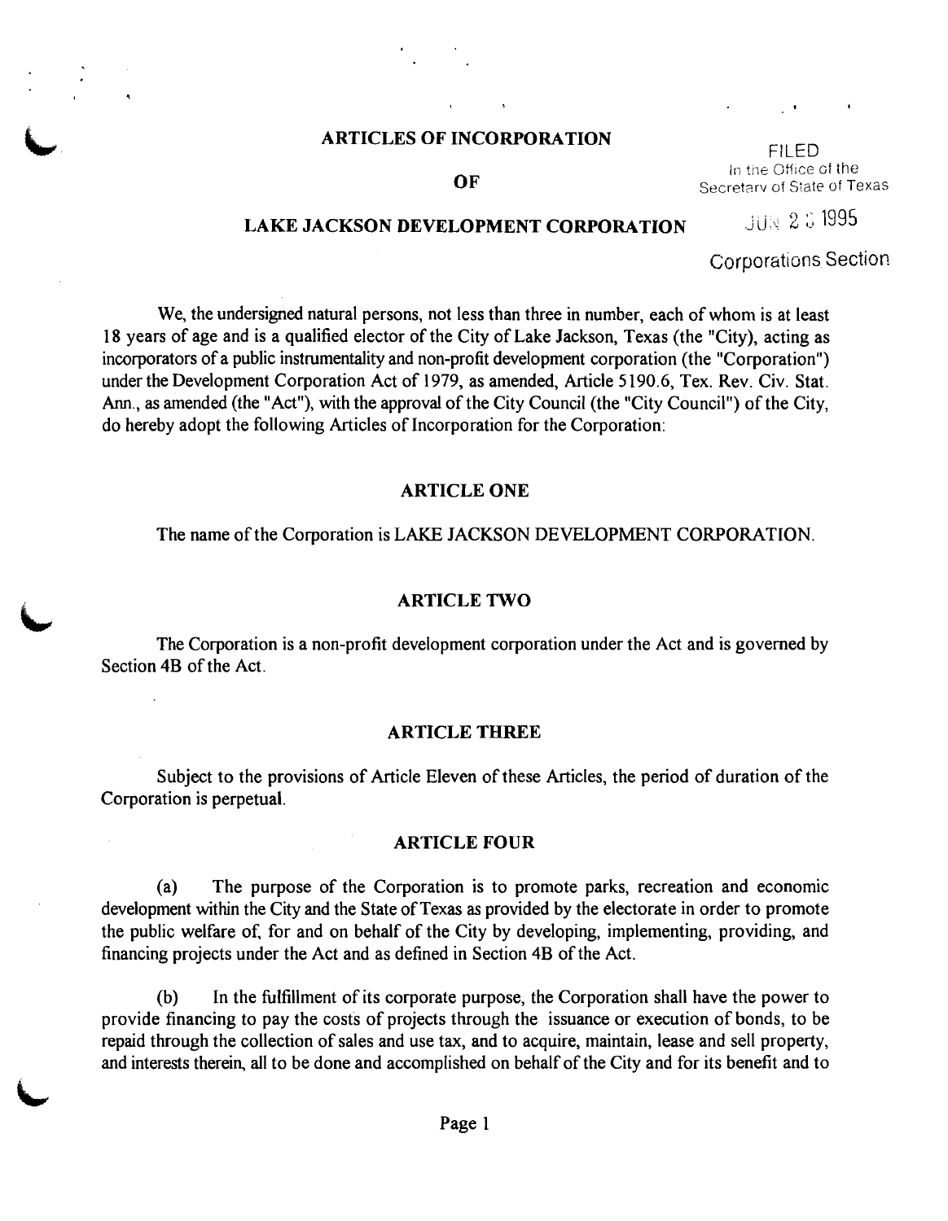# ARTICLES OF INCORPORATION

# OF

# LAKE JACKSON DEVELOPMENT CORPORATION

FILED
In the Office of the
Secretary of State of Texas

JUN 2 3 1995

Corporations Section

We, the undersigned natural persons, not less than three in number, each of whom is at least 18 years of age and is a qualified elector of the City of Lake Jackson, Texas (the "City), acting as incorporators of a public instrumentality and non-profit development corporation (the "Corporation") under the Development Corporation Act of 1979, as amended, Article 5190.6, Tex. Rev. Civ. Stat. Ann., as amended (the "Act"), with the approval of the City Council (the "City Council") of the City, do hereby adopt the following Articles of Incorporation for the Corporation:

## ARTICLE ONE

The name of the Corporation is LAKE JACKSON DEVELOPMENT CORPORATION.

## ARTICLE TWO

The Corporation is a non-profit development corporation under the Act and is governed by Section 4B of the Act.

## ARTICLE THREE

Subject to the provisions of Article Eleven of these Articles, the period of duration of the Corporation is perpetual.

## ARTICLE FOUR

(a) The purpose of the Corporation is to promote parks, recreation and economic development within the City and the State of Texas as provided by the electorate in order to promote the public welfare of, for and on behalf of the City by developing, implementing, providing, and financing projects under the Act and as defined in Section 4B of the Act.

(b) In the fulfillment of its corporate purpose, the Corporation shall have the power to provide financing to pay the costs of projects through the issuance or execution of bonds, to be repaid through the collection of sales and use tax, and to acquire, maintain, lease and sell property, and interests therein, all to be done and accomplished on behalf of the City and for its benefit and to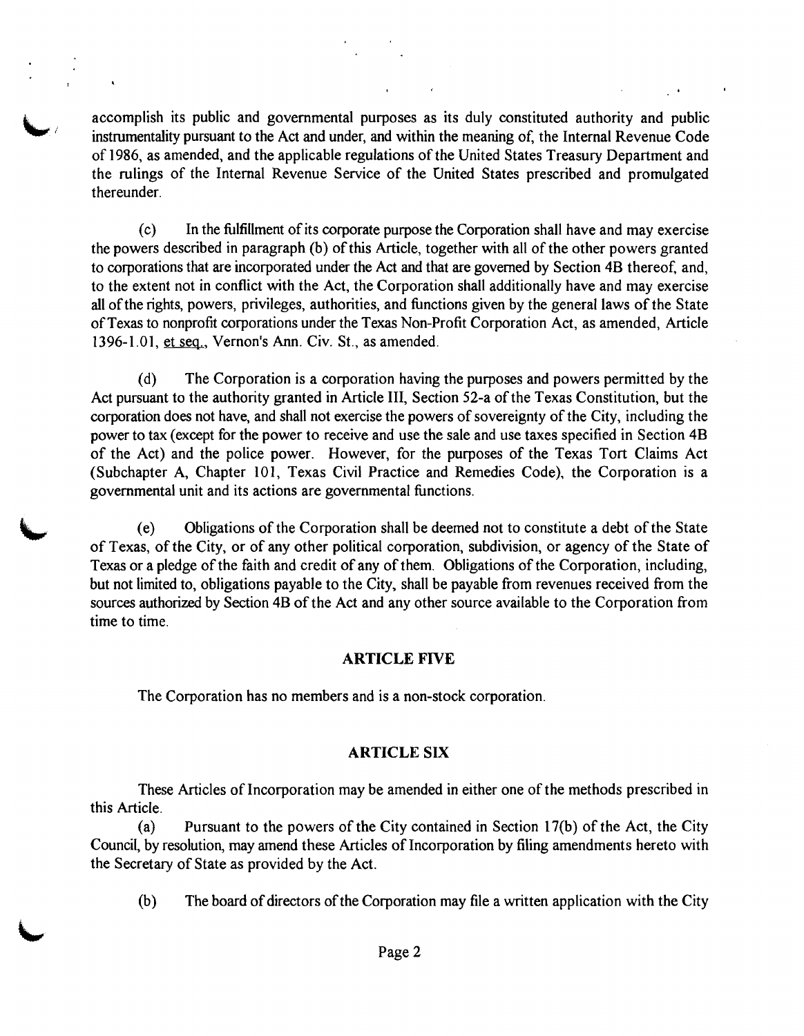accomplish its public and governmental purposes as its duly constituted authority and public instrumentality pursuant to the Act and under, and within the meaning of, the Internal Revenue Code of 1986, as amended, and the applicable regulations of the United States Treasury Department and the rulings of the Internal Revenue Service of the United States prescribed and promulgated thereunder.

(c) In the fulfillment of its corporate purpose the Corporation shall have and may exercise the powers described in paragraph (b) of this Article, together with all of the other powers granted to corporations that are incorporated under the Act and that are governed by Section 4B thereof, and, to the extent not in conflict with the Act, the Corporation shall additionally have and may exercise all of the rights, powers, privileges, authorities, and functions given by the general laws of the State of Texas to nonprofit corporations under the Texas Non-Profit Corporation Act, as amended, Article 1396-1.01, et seq., Vernon's Ann. Civ. St., as amended.

(d) The Corporation is a corporation having the purposes and powers permitted by the Act pursuant to the authority granted in Article III, Section 52-a of the Texas Constitution, but the corporation does not have, and shall not exercise the powers of sovereignty of the City, including the power to tax (except for the power to receive and use the sale and use taxes specified in Section 4B of the Act) and the police power. However, for the purposes of the Texas Tort Claims Act (Subchapter A, Chapter 101, Texas Civil Practice and Remedies Code), the Corporation is a governmental unit and its actions are governmental functions.

(e) Obligations of the Corporation shall be deemed not to constitute a debt of the State of Texas, of the City, or of any other political corporation, subdivision, or agency of the State of Texas or a pledge of the faith and credit of any of them. Obligations of the Corporation, including, but not limited to, obligations payable to the City, shall be payable from revenues received from the sources authorized by Section 4B of the Act and any other source available to the Corporation from time to time.

## ARTICLE FIVE

The Corporation has no members and is a non-stock corporation.

## ARTICLE SIX

These Articles of Incorporation may be amended in either one of the methods prescribed in this Article.

(a) Pursuant to the powers of the City contained in Section 17(b) of the Act, the City Council, by resolution, may amend these Articles of Incorporation by filing amendments hereto with the Secretary of State as provided by the Act.

(b) The board of directors of the Corporation may file a written application with the City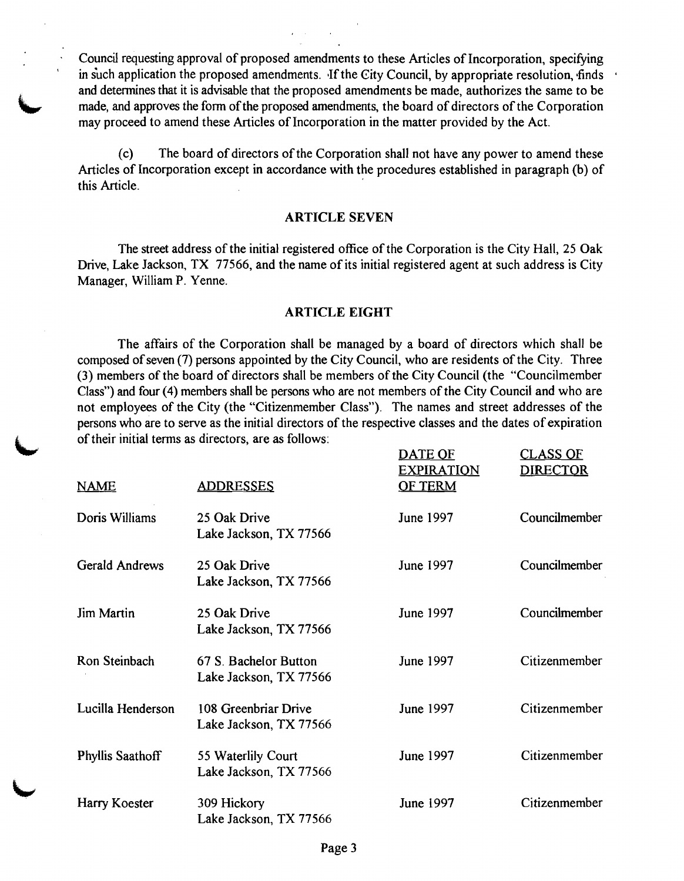Council requesting approval of proposed amendments to these Articles of Incorporation, specifying in such application the proposed amendments. If the City Council, by appropriate resolution, finds and determines that it is advisable that the proposed amendments be made, authorizes the same to be made, and approves the form of the proposed amendments, the board of directors of the Corporation may proceed to amend these Articles of Incorporation in the matter provided by the Act.

(c) The board of directors of the Corporation shall not have any power to amend these Articles of Incorporation except in accordance with the procedures established in paragraph (b) of this Article.

## ARTICLE SEVEN

The street address of the initial registered office of the Corporation is the City Hall, 25 Oak Drive, Lake Jackson, TX 77566, and the name of its initial registered agent at such address is City Manager, William P. Yenne.

## ARTICLE EIGHT

The affairs of the Corporation shall be managed by a board of directors which shall be composed of seven (7) persons appointed by the City Council, who are residents of the City. Three (3) members of the board of directors shall be members of the City Council (the "Councilmember Class") and four (4) members shall be persons who are not members of the City Council and who are not employees of the City (the "Citizenmember Class"). The names and street addresses of the persons who are to serve as the initial directors of the respective classes and the dates of expiration of their initial terms as directors, are as follows:

| NAME | ADDRESSES | DATE OF EXPIRATION OF TERM | CLASS OF DIRECTOR |
|---|---|---|---|
| Doris Williams | 25 Oak Drive<br>Lake Jackson, TX 77566 | June 1997 | Councilmember |
| Gerald Andrews | 25 Oak Drive<br>Lake Jackson, TX 77566 | June 1997 | Councilmember |
| Jim Martin | 25 Oak Drive<br>Lake Jackson, TX 77566 | June 1997 | Councilmember |
| Ron Steinbach | 67 S. Bachelor Button<br>Lake Jackson, TX 77566 | June 1997 | Citizenmember |
| Lucilla Henderson | 108 Greenbriar Drive<br>Lake Jackson, TX 77566 | June 1997 | Citizenmember |
| Phyllis Saathoff | 55 Waterlily Court<br>Lake Jackson, TX 77566 | June 1997 | Citizenmember |
| Harry Koester | 309 Hickory<br>Lake Jackson, TX 77566 | June 1997 | Citizenmember |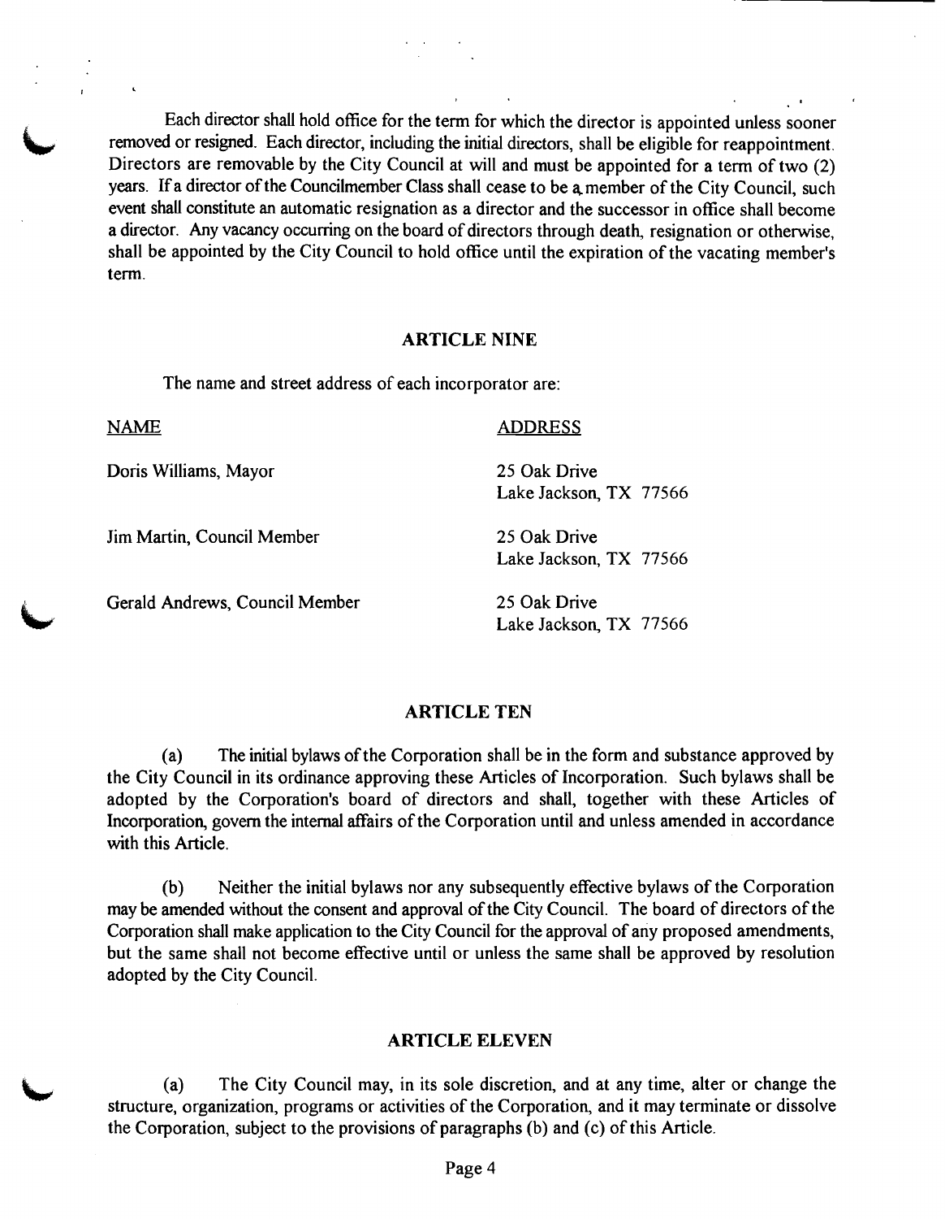Each director shall hold office for the term for which the director is appointed unless sooner removed or resigned. Each director, including the initial directors, shall be eligible for reappointment. Directors are removable by the City Council at will and must be appointed for a term of two (2) years. If a director of the Councilmember Class shall cease to be a member of the City Council, such event shall constitute an automatic resignation as a director and the successor in office shall become a director. Any vacancy occurring on the board of directors through death, resignation or otherwise, shall be appointed by the City Council to hold office until the expiration of the vacating member's term.

## ARTICLE NINE

The name and street address of each incorporator are:

| NAME | ADDRESS |
|---|---|
| Doris Williams, Mayor | 25 Oak Drive<br>Lake Jackson, TX 77566 |
| Jim Martin, Council Member | 25 Oak Drive<br>Lake Jackson, TX 77566 |
| Gerald Andrews, Council Member | 25 Oak Drive<br>Lake Jackson, TX 77566 |

## ARTICLE TEN

(a) The initial bylaws of the Corporation shall be in the form and substance approved by the City Council in its ordinance approving these Articles of Incorporation. Such bylaws shall be adopted by the Corporation's board of directors and shall, together with these Articles of Incorporation, govern the internal affairs of the Corporation until and unless amended in accordance with this Article.

(b) Neither the initial bylaws nor any subsequently effective bylaws of the Corporation may be amended without the consent and approval of the City Council. The board of directors of the Corporation shall make application to the City Council for the approval of any proposed amendments, but the same shall not become effective until or unless the same shall be approved by resolution adopted by the City Council.

## ARTICLE ELEVEN

(a) The City Council may, in its sole discretion, and at any time, alter or change the structure, organization, programs or activities of the Corporation, and it may terminate or dissolve the Corporation, subject to the provisions of paragraphs (b) and (c) of this Article.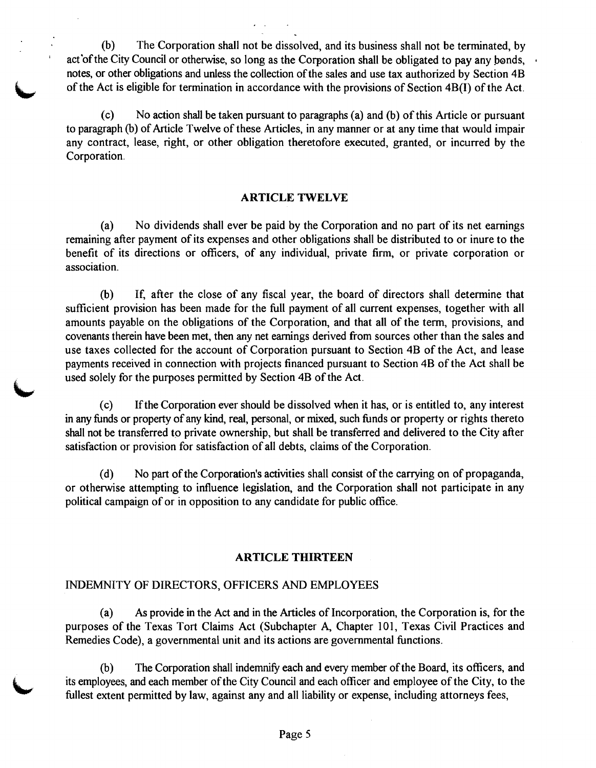(b) The Corporation shall not be dissolved, and its business shall not be terminated, by act of the City Council or otherwise, so long as the Corporation shall be obligated to pay any bonds, notes, or other obligations and unless the collection of the sales and use tax authorized by Section 4B of the Act is eligible for termination in accordance with the provisions of Section 4B(I) of the Act.

(c) No action shall be taken pursuant to paragraphs (a) and (b) of this Article or pursuant to paragraph (b) of Article Twelve of these Articles, in any manner or at any time that would impair any contract, lease, right, or other obligation theretofore executed, granted, or incurred by the Corporation.

## ARTICLE TWELVE

(a) No dividends shall ever be paid by the Corporation and no part of its net earnings remaining after payment of its expenses and other obligations shall be distributed to or inure to the benefit of its directions or officers, of any individual, private firm, or private corporation or association.

(b) If, after the close of any fiscal year, the board of directors shall determine that sufficient provision has been made for the full payment of all current expenses, together with all amounts payable on the obligations of the Corporation, and that all of the term, provisions, and covenants therein have been met, then any net earnings derived from sources other than the sales and use taxes collected for the account of Corporation pursuant to Section 4B of the Act, and lease payments received in connection with projects financed pursuant to Section 4B of the Act shall be used solely for the purposes permitted by Section 4B of the Act.

(c) If the Corporation ever should be dissolved when it has, or is entitled to, any interest in any funds or property of any kind, real, personal, or mixed, such funds or property or rights thereto shall not be transferred to private ownership, but shall be transferred and delivered to the City after satisfaction or provision for satisfaction of all debts, claims of the Corporation.

(d) No part of the Corporation's activities shall consist of the carrying on of propaganda, or otherwise attempting to influence legislation, and the Corporation shall not participate in any political campaign of or in opposition to any candidate for public office.

## ARTICLE THIRTEEN

INDEMNITY OF DIRECTORS, OFFICERS AND EMPLOYEES

(a) As provide in the Act and in the Articles of Incorporation, the Corporation is, for the purposes of the Texas Tort Claims Act (Subchapter A, Chapter 101, Texas Civil Practices and Remedies Code), a governmental unit and its actions are governmental functions.

(b) The Corporation shall indemnify each and every member of the Board, its officers, and its employees, and each member of the City Council and each officer and employee of the City, to the fullest extent permitted by law, against any and all liability or expense, including attorneys fees,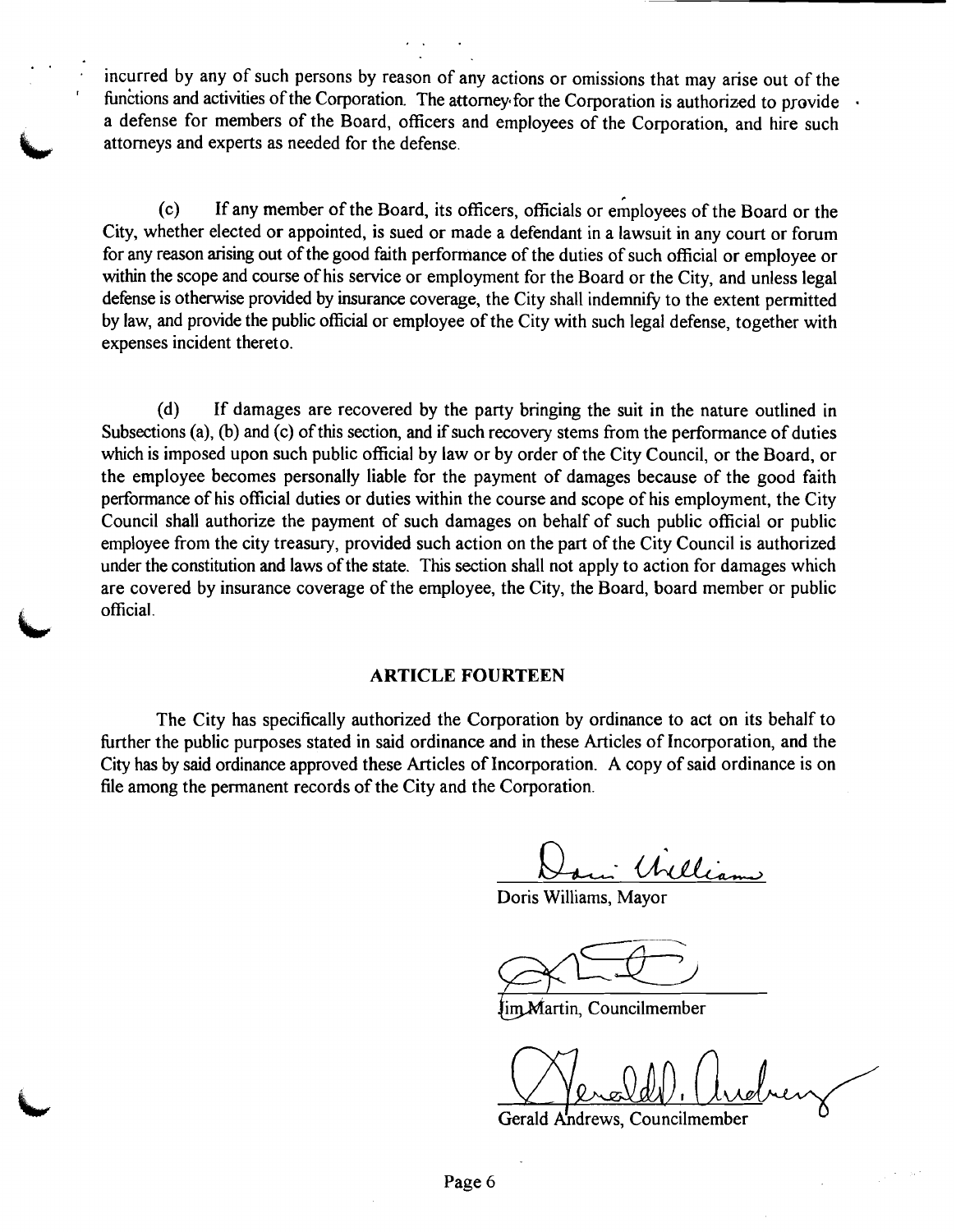incurred by any of such persons by reason of any actions or omissions that may arise out of the functions and activities of the Corporation. The attorney for the Corporation is authorized to provide a defense for members of the Board, officers and employees of the Corporation, and hire such attorneys and experts as needed for the defense.

(c) If any member of the Board, its officers, officials or employees of the Board or the City, whether elected or appointed, is sued or made a defendant in a lawsuit in any court or forum for any reason arising out of the good faith performance of the duties of such official or employee or within the scope and course of his service or employment for the Board or the City, and unless legal defense is otherwise provided by insurance coverage, the City shall indemnify to the extent permitted by law, and provide the public official or employee of the City with such legal defense, together with expenses incident thereto.

(d) If damages are recovered by the party bringing the suit in the nature outlined in Subsections (a), (b) and (c) of this section, and if such recovery stems from the performance of duties which is imposed upon such public official by law or by order of the City Council, or the Board, or the employee becomes personally liable for the payment of damages because of the good faith performance of his official duties or duties within the course and scope of his employment, the City Council shall authorize the payment of such damages on behalf of such public official or public employee from the city treasury, provided such action on the part of the City Council is authorized under the constitution and laws of the state. This section shall not apply to action for damages which are covered by insurance coverage of the employee, the City, the Board, board member or public official.

## ARTICLE FOURTEEN

The City has specifically authorized the Corporation by ordinance to act on its behalf to further the public purposes stated in said ordinance and in these Articles of Incorporation, and the City has by said ordinance approved these Articles of Incorporation. A copy of said ordinance is on file among the permanent records of the City and the Corporation.

Doris Williams, Mayor

Jim Martin, Councilmember

Gerald Andrews, Councilmember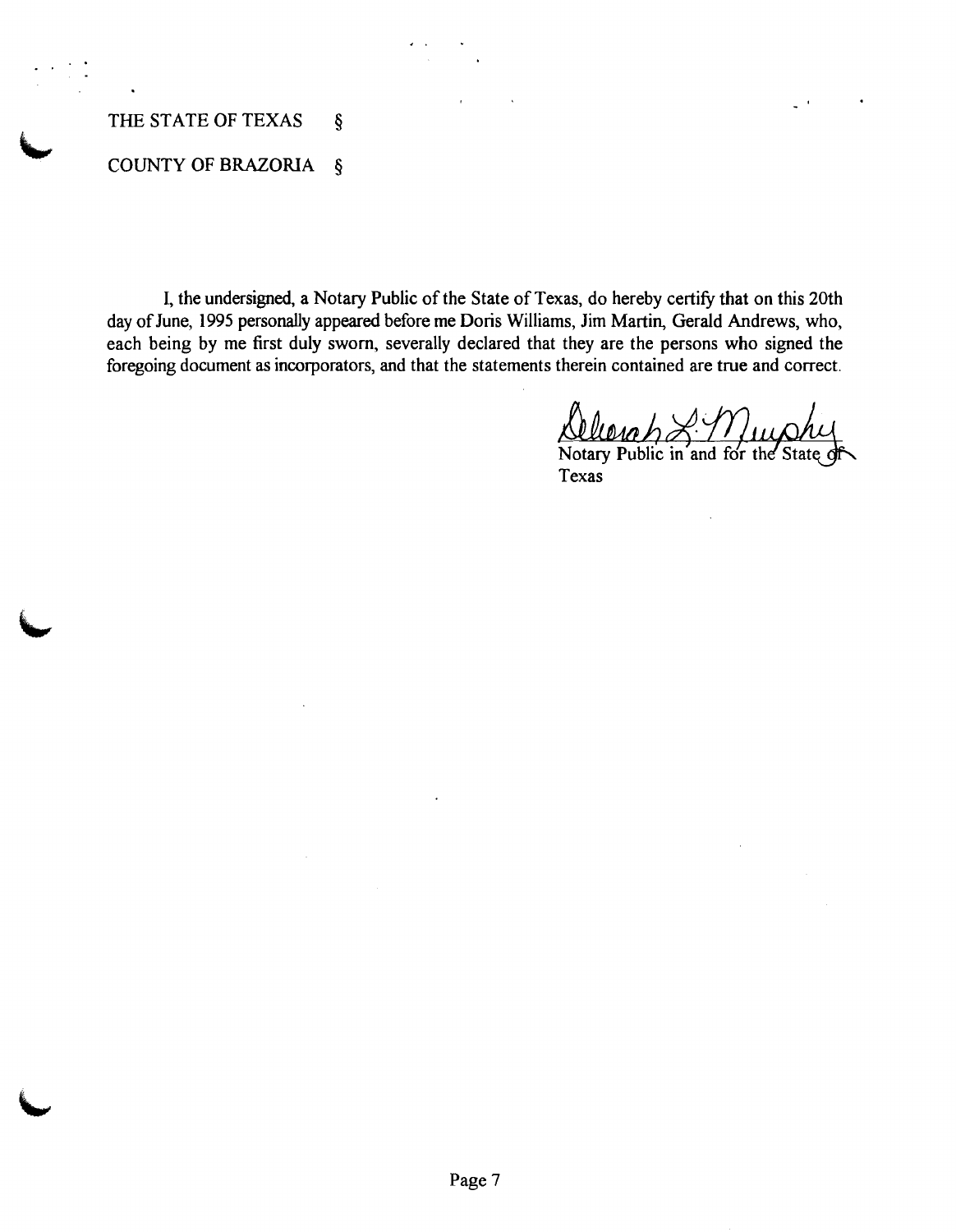THE STATE OF TEXAS §

COUNTY OF BRAZORIA §

I, the undersigned, a Notary Public of the State of Texas, do hereby certify that on this 20th day of June, 1995 personally appeared before me Doris Williams, Jim Martin, Gerald Andrews, who, each being by me first duly sworn, severally declared that they are the persons who signed the foregoing document as incorporators, and that the statements therein contained are true and correct.

Deborah L. Murphy

Notary Public in and for the State of Texas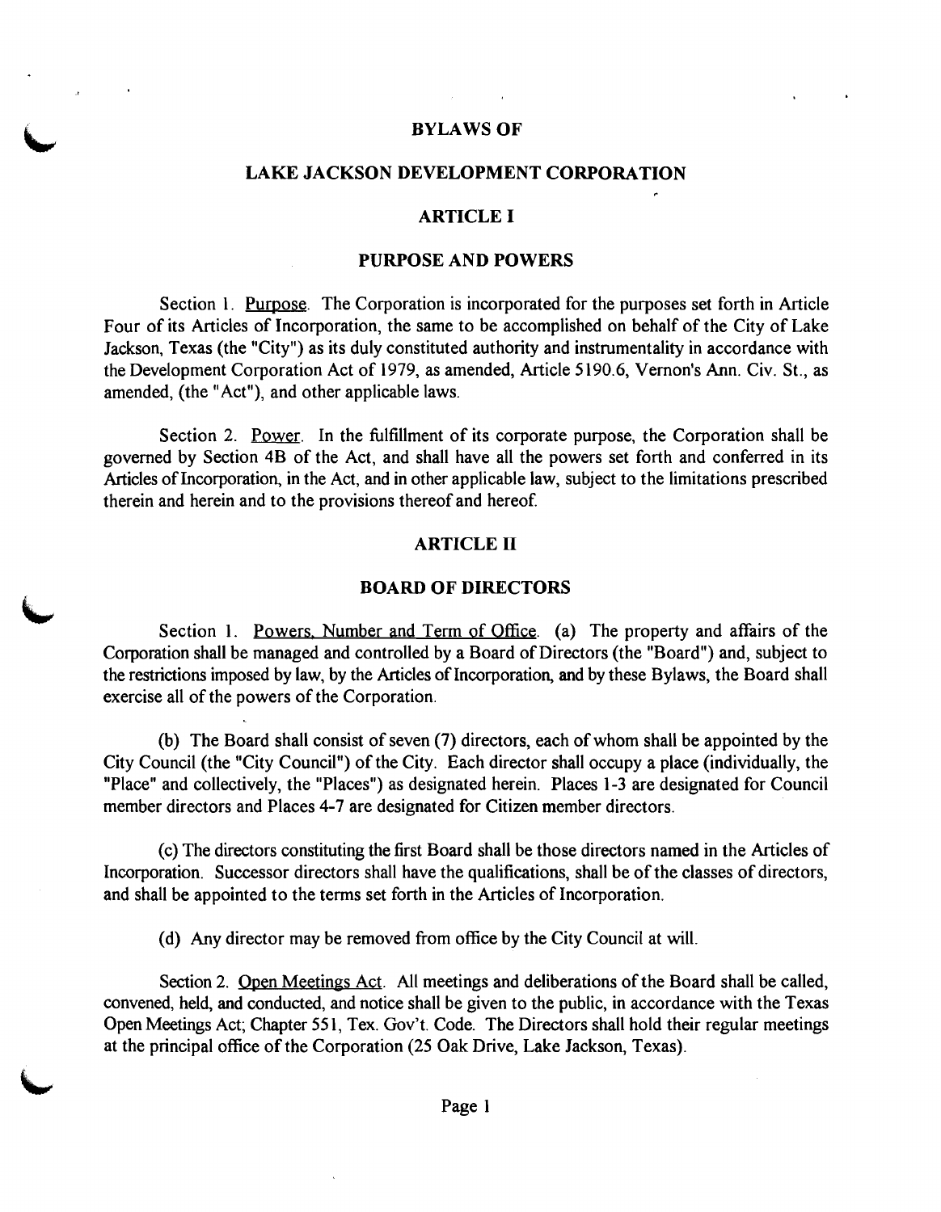# BYLAWS OF

# LAKE JACKSON DEVELOPMENT CORPORATION

## ARTICLE I

## PURPOSE AND POWERS

Section 1. Purpose. The Corporation is incorporated for the purposes set forth in Article Four of its Articles of Incorporation, the same to be accomplished on behalf of the City of Lake Jackson, Texas (the "City") as its duly constituted authority and instrumentality in accordance with the Development Corporation Act of 1979, as amended, Article 5190.6, Vernon's Ann. Civ. St., as amended, (the "Act"), and other applicable laws.

Section 2. Power. In the fulfillment of its corporate purpose, the Corporation shall be governed by Section 4B of the Act, and shall have all the powers set forth and conferred in its Articles of Incorporation, in the Act, and in other applicable law, subject to the limitations prescribed therein and herein and to the provisions thereof and hereof.

## ARTICLE II

## BOARD OF DIRECTORS

Section 1. Powers, Number and Term of Office. (a) The property and affairs of the Corporation shall be managed and controlled by a Board of Directors (the "Board") and, subject to the restrictions imposed by law, by the Articles of Incorporation, and by these Bylaws, the Board shall exercise all of the powers of the Corporation.

(b) The Board shall consist of seven (7) directors, each of whom shall be appointed by the City Council (the "City Council") of the City. Each director shall occupy a place (individually, the "Place" and collectively, the "Places") as designated herein. Places 1-3 are designated for Council member directors and Places 4-7 are designated for Citizen member directors.

(c) The directors constituting the first Board shall be those directors named in the Articles of Incorporation. Successor directors shall have the qualifications, shall be of the classes of directors, and shall be appointed to the terms set forth in the Articles of Incorporation.

(d) Any director may be removed from office by the City Council at will.

Section 2. Open Meetings Act. All meetings and deliberations of the Board shall be called, convened, held, and conducted, and notice shall be given to the public, in accordance with the Texas Open Meetings Act; Chapter 551, Tex. Gov't. Code. The Directors shall hold their regular meetings at the principal office of the Corporation (25 Oak Drive, Lake Jackson, Texas).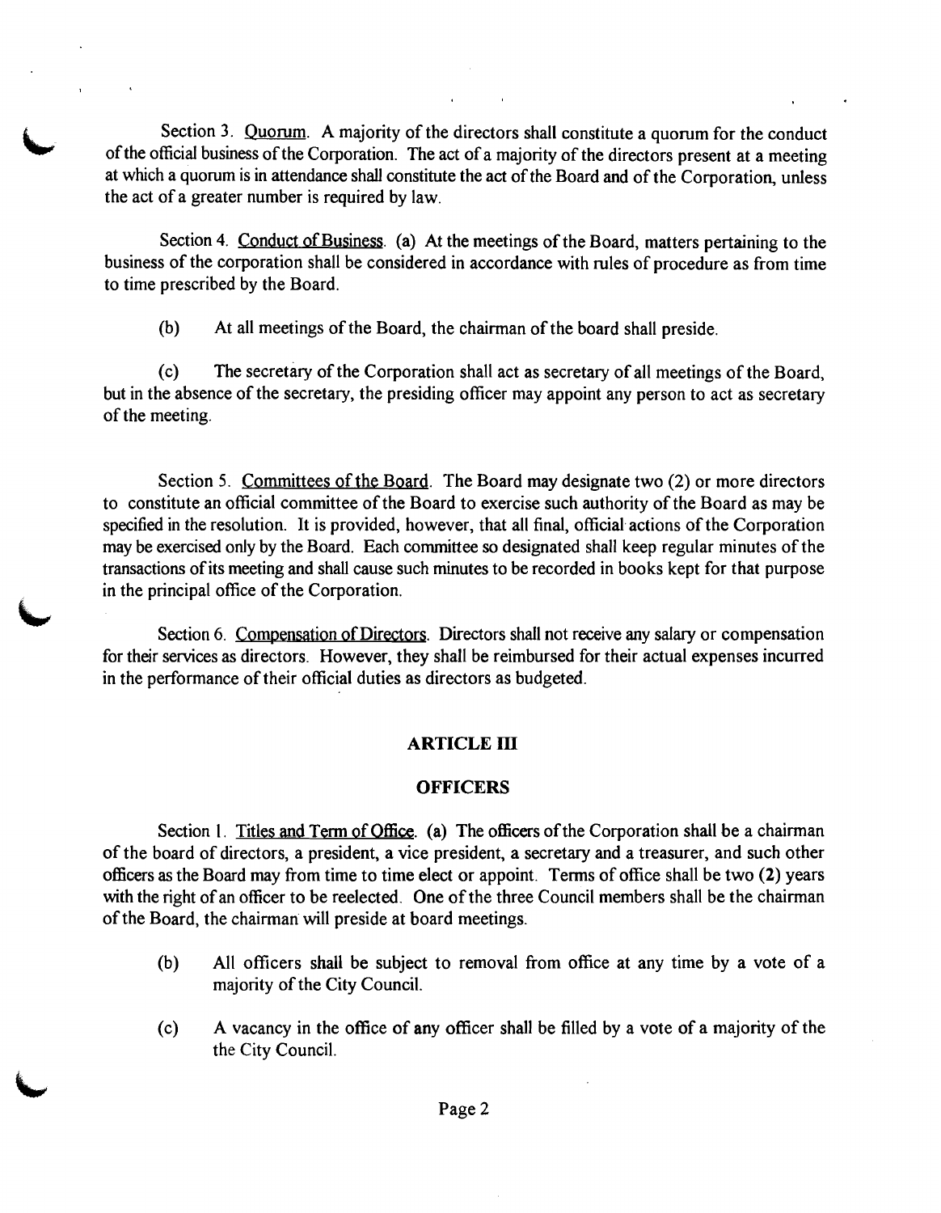Section 3. Quorum. A majority of the directors shall constitute a quorum for the conduct of the official business of the Corporation. The act of a majority of the directors present at a meeting at which a quorum is in attendance shall constitute the act of the Board and of the Corporation, unless the act of a greater number is required by law.

Section 4. Conduct of Business. (a) At the meetings of the Board, matters pertaining to the business of the corporation shall be considered in accordance with rules of procedure as from time to time prescribed by the Board.

(b) At all meetings of the Board, the chairman of the board shall preside.

(c) The secretary of the Corporation shall act as secretary of all meetings of the Board, but in the absence of the secretary, the presiding officer may appoint any person to act as secretary of the meeting.

Section 5. Committees of the Board. The Board may designate two (2) or more directors to constitute an official committee of the Board to exercise such authority of the Board as may be specified in the resolution. It is provided, however, that all final, official actions of the Corporation may be exercised only by the Board. Each committee so designated shall keep regular minutes of the transactions of its meeting and shall cause such minutes to be recorded in books kept for that purpose in the principal office of the Corporation.

Section 6. Compensation of Directors. Directors shall not receive any salary or compensation for their services as directors. However, they shall be reimbursed for their actual expenses incurred in the performance of their official duties as directors as budgeted.

## ARTICLE III

## OFFICERS

Section 1. Titles and Term of Office. (a) The officers of the Corporation shall be a chairman of the board of directors, a president, a vice president, a secretary and a treasurer, and such other officers as the Board may from time to time elect or appoint. Terms of office shall be two (2) years with the right of an officer to be reelected. One of the three Council members shall be the chairman of the Board, the chairman will preside at board meetings.

(b) All officers shall be subject to removal from office at any time by a vote of a majority of the City Council.

(c) A vacancy in the office of any officer shall be filled by a vote of a majority of the the City Council.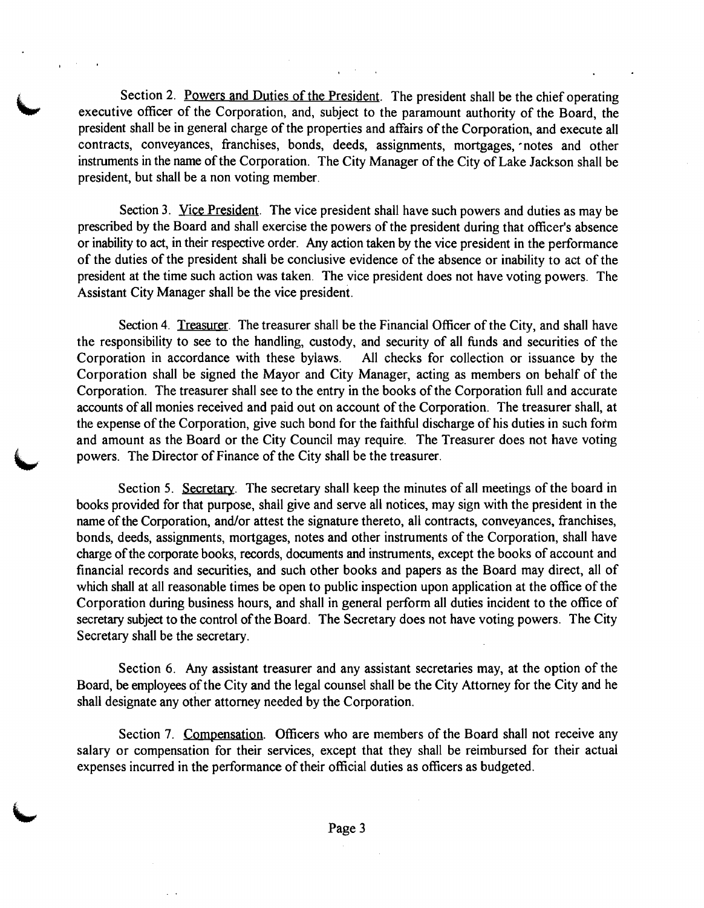Section 2. Powers and Duties of the President. The president shall be the chief operating executive officer of the Corporation, and, subject to the paramount authority of the Board, the president shall be in general charge of the properties and affairs of the Corporation, and execute all contracts, conveyances, franchises, bonds, deeds, assignments, mortgages, notes and other instruments in the name of the Corporation. The City Manager of the City of Lake Jackson shall be president, but shall be a non voting member.

Section 3. Vice President. The vice president shall have such powers and duties as may be prescribed by the Board and shall exercise the powers of the president during that officer's absence or inability to act, in their respective order. Any action taken by the vice president in the performance of the duties of the president shall be conclusive evidence of the absence or inability to act of the president at the time such action was taken. The vice president does not have voting powers. The Assistant City Manager shall be the vice president.

Section 4. Treasurer. The treasurer shall be the Financial Officer of the City, and shall have the responsibility to see to the handling, custody, and security of all funds and securities of the Corporation in accordance with these bylaws. All checks for collection or issuance by the Corporation shall be signed the Mayor and City Manager, acting as members on behalf of the Corporation. The treasurer shall see to the entry in the books of the Corporation full and accurate accounts of all monies received and paid out on account of the Corporation. The treasurer shall, at the expense of the Corporation, give such bond for the faithful discharge of his duties in such form and amount as the Board or the City Council may require. The Treasurer does not have voting powers. The Director of Finance of the City shall be the treasurer.

Section 5. Secretary. The secretary shall keep the minutes of all meetings of the board in books provided for that purpose, shall give and serve all notices, may sign with the president in the name of the Corporation, and/or attest the signature thereto, all contracts, conveyances, franchises, bonds, deeds, assignments, mortgages, notes and other instruments of the Corporation, shall have charge of the corporate books, records, documents and instruments, except the books of account and financial records and securities, and such other books and papers as the Board may direct, all of which shall at all reasonable times be open to public inspection upon application at the office of the Corporation during business hours, and shall in general perform all duties incident to the office of secretary subject to the control of the Board. The Secretary does not have voting powers. The City Secretary shall be the secretary.

Section 6. Any assistant treasurer and any assistant secretaries may, at the option of the Board, be employees of the City and the legal counsel shall be the City Attorney for the City and he shall designate any other attorney needed by the Corporation.

Section 7. Compensation. Officers who are members of the Board shall not receive any salary or compensation for their services, except that they shall be reimbursed for their actual expenses incurred in the performance of their official duties as officers as budgeted.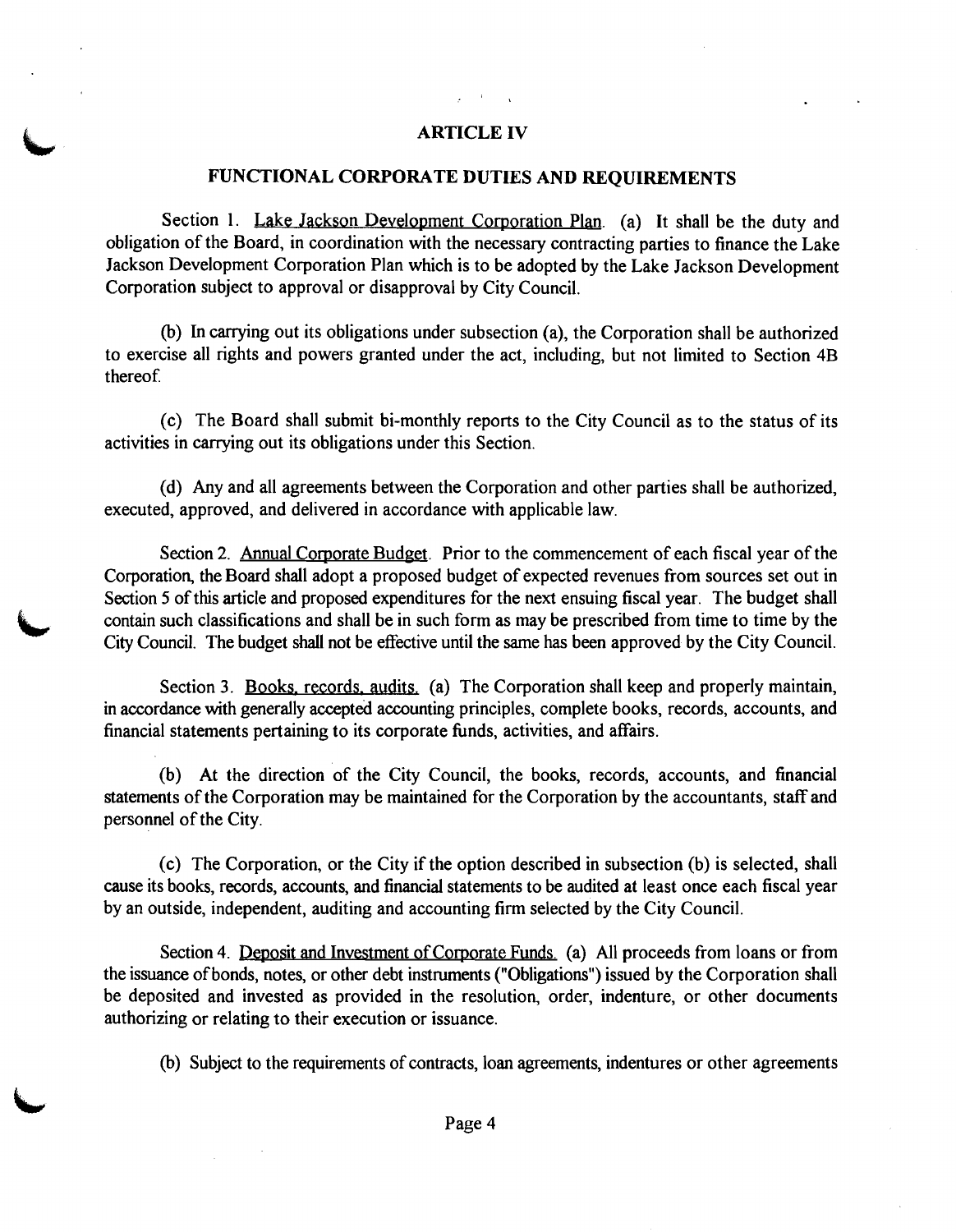# ARTICLE IV

## FUNCTIONAL CORPORATE DUTIES AND REQUIREMENTS

Section 1. Lake Jackson Development Corporation Plan. (a) It shall be the duty and obligation of the Board, in coordination with the necessary contracting parties to finance the Lake Jackson Development Corporation Plan which is to be adopted by the Lake Jackson Development Corporation subject to approval or disapproval by City Council.

(b) In carrying out its obligations under subsection (a), the Corporation shall be authorized to exercise all rights and powers granted under the act, including, but not limited to Section 4B thereof.

(c) The Board shall submit bi-monthly reports to the City Council as to the status of its activities in carrying out its obligations under this Section.

(d) Any and all agreements between the Corporation and other parties shall be authorized, executed, approved, and delivered in accordance with applicable law.

Section 2. Annual Corporate Budget. Prior to the commencement of each fiscal year of the Corporation, the Board shall adopt a proposed budget of expected revenues from sources set out in Section 5 of this article and proposed expenditures for the next ensuing fiscal year. The budget shall contain such classifications and shall be in such form as may be prescribed from time to time by the City Council. The budget shall not be effective until the same has been approved by the City Council.

Section 3. Books, records, audits. (a) The Corporation shall keep and properly maintain, in accordance with generally accepted accounting principles, complete books, records, accounts, and financial statements pertaining to its corporate funds, activities, and affairs.

(b) At the direction of the City Council, the books, records, accounts, and financial statements of the Corporation may be maintained for the Corporation by the accountants, staff and personnel of the City.

(c) The Corporation, or the City if the option described in subsection (b) is selected, shall cause its books, records, accounts, and financial statements to be audited at least once each fiscal year by an outside, independent, auditing and accounting firm selected by the City Council.

Section 4. Deposit and Investment of Corporate Funds. (a) All proceeds from loans or from the issuance of bonds, notes, or other debt instruments ("Obligations") issued by the Corporation shall be deposited and invested as provided in the resolution, order, indenture, or other documents authorizing or relating to their execution or issuance.

(b) Subject to the requirements of contracts, loan agreements, indentures or other agreements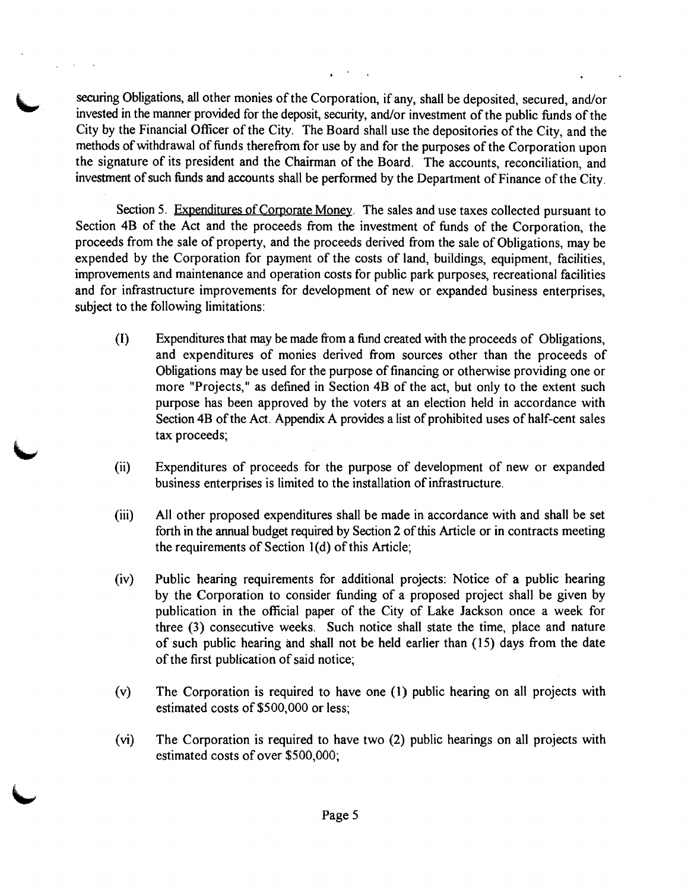securing Obligations, all other monies of the Corporation, if any, shall be deposited, secured, and/or invested in the manner provided for the deposit, security, and/or investment of the public funds of the City by the Financial Officer of the City. The Board shall use the depositories of the City, and the methods of withdrawal of funds therefrom for use by and for the purposes of the Corporation upon the signature of its president and the Chairman of the Board. The accounts, reconciliation, and investment of such funds and accounts shall be performed by the Department of Finance of the City.

Section 5. Expenditures of Corporate Money. The sales and use taxes collected pursuant to Section 4B of the Act and the proceeds from the investment of funds of the Corporation, the proceeds from the sale of property, and the proceeds derived from the sale of Obligations, may be expended by the Corporation for payment of the costs of land, buildings, equipment, facilities, improvements and maintenance and operation costs for public park purposes, recreational facilities and for infrastructure improvements for development of new or expanded business enterprises, subject to the following limitations:

(I) Expenditures that may be made from a fund created with the proceeds of Obligations, and expenditures of monies derived from sources other than the proceeds of Obligations may be used for the purpose of financing or otherwise providing one or more "Projects," as defined in Section 4B of the act, but only to the extent such purpose has been approved by the voters at an election held in accordance with Section 4B of the Act. Appendix A provides a list of prohibited uses of half-cent sales tax proceeds;

(ii) Expenditures of proceeds for the purpose of development of new or expanded business enterprises is limited to the installation of infrastructure.

(iii) All other proposed expenditures shall be made in accordance with and shall be set forth in the annual budget required by Section 2 of this Article or in contracts meeting the requirements of Section 1(d) of this Article;

(iv) Public hearing requirements for additional projects: Notice of a public hearing by the Corporation to consider funding of a proposed project shall be given by publication in the official paper of the City of Lake Jackson once a week for three (3) consecutive weeks. Such notice shall state the time, place and nature of such public hearing and shall not be held earlier than (15) days from the date of the first publication of said notice;

(v) The Corporation is required to have one (1) public hearing on all projects with estimated costs of $500,000 or less;

(vi) The Corporation is required to have two (2) public hearings on all projects with estimated costs of over $500,000;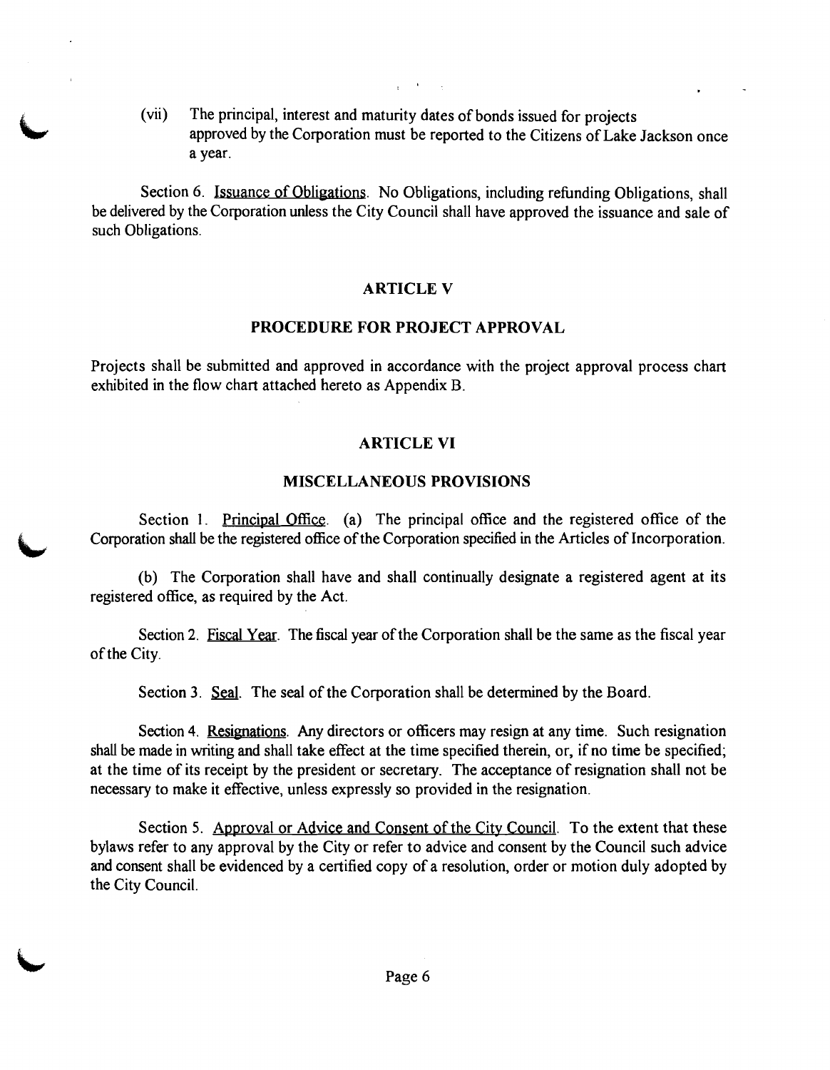(vii) The principal, interest and maturity dates of bonds issued for projects approved by the Corporation must be reported to the Citizens of Lake Jackson once a year.

Section 6. Issuance of Obligations. No Obligations, including refunding Obligations, shall be delivered by the Corporation unless the City Council shall have approved the issuance and sale of such Obligations.

## ARTICLE V

## PROCEDURE FOR PROJECT APPROVAL

Projects shall be submitted and approved in accordance with the project approval process chart exhibited in the flow chart attached hereto as Appendix B.

## ARTICLE VI

## MISCELLANEOUS PROVISIONS

Section 1. Principal Office. (a) The principal office and the registered office of the Corporation shall be the registered office of the Corporation specified in the Articles of Incorporation.

(b) The Corporation shall have and shall continually designate a registered agent at its registered office, as required by the Act.

Section 2. Fiscal Year. The fiscal year of the Corporation shall be the same as the fiscal year of the City.

Section 3. Seal. The seal of the Corporation shall be determined by the Board.

Section 4. Resignations. Any directors or officers may resign at any time. Such resignation shall be made in writing and shall take effect at the time specified therein, or, if no time be specified; at the time of its receipt by the president or secretary. The acceptance of resignation shall not be necessary to make it effective, unless expressly so provided in the resignation.

Section 5. Approval or Advice and Consent of the City Council. To the extent that these bylaws refer to any approval by the City or refer to advice and consent by the Council such advice and consent shall be evidenced by a certified copy of a resolution, order or motion duly adopted by the City Council.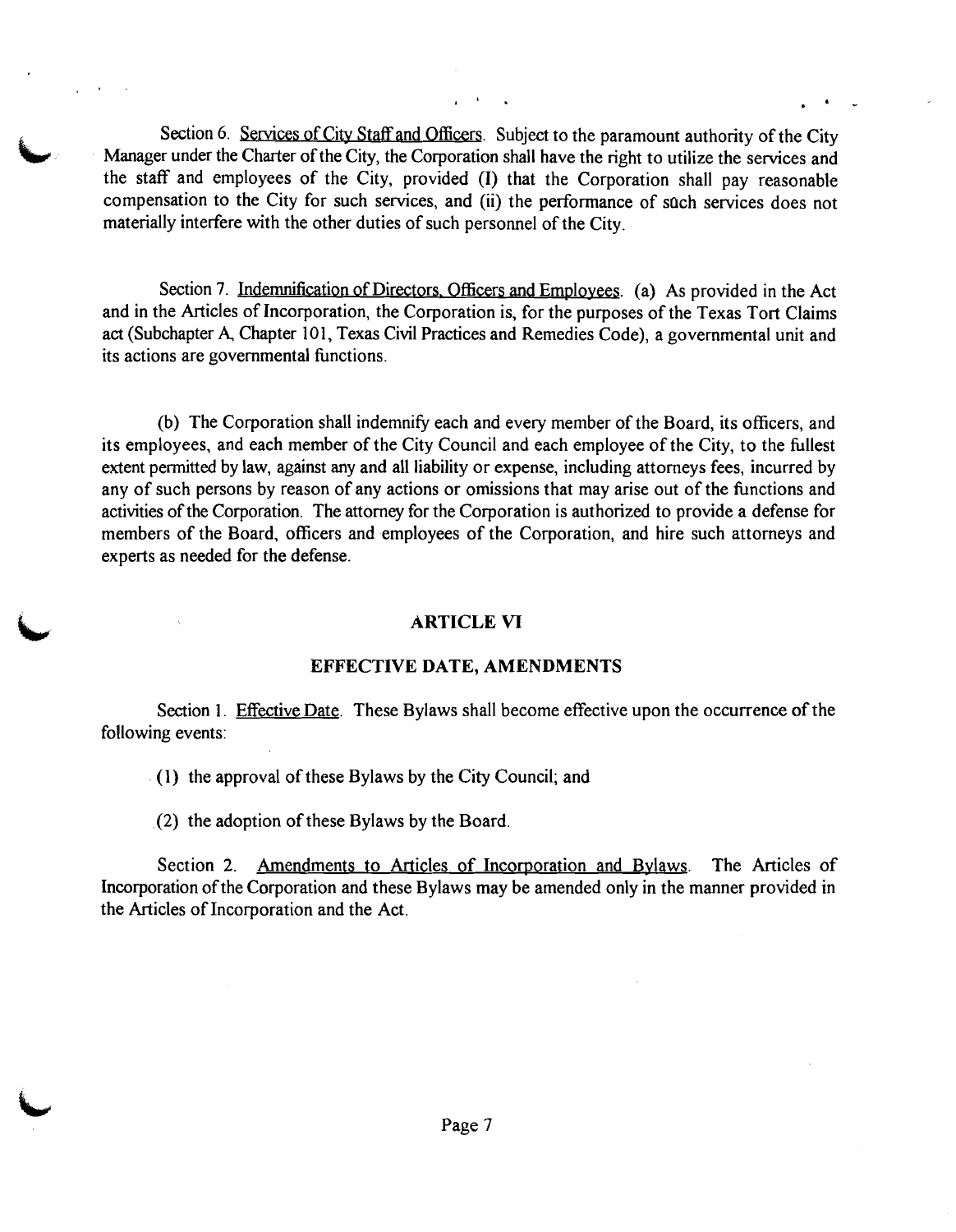Section 6. Services of City Staff and Officers. Subject to the paramount authority of the City Manager under the Charter of the City, the Corporation shall have the right to utilize the services and the staff and employees of the City, provided (I) that the Corporation shall pay reasonable compensation to the City for such services, and (ii) the performance of such services does not materially interfere with the other duties of such personnel of the City.

Section 7. Indemnification of Directors, Officers and Employees. (a) As provided in the Act and in the Articles of Incorporation, the Corporation is, for the purposes of the Texas Tort Claims act (Subchapter A, Chapter 101, Texas Civil Practices and Remedies Code), a governmental unit and its actions are governmental functions.

(b) The Corporation shall indemnify each and every member of the Board, its officers, and its employees, and each member of the City Council and each employee of the City, to the fullest extent permitted by law, against any and all liability or expense, including attorneys fees, incurred by any of such persons by reason of any actions or omissions that may arise out of the functions and activities of the Corporation. The attorney for the Corporation is authorized to provide a defense for members of the Board, officers and employees of the Corporation, and hire such attorneys and experts as needed for the defense.

## ARTICLE VI

## EFFECTIVE DATE, AMENDMENTS

Section 1. Effective Date. These Bylaws shall become effective upon the occurrence of the following events:

(1) the approval of these Bylaws by the City Council; and

(2) the adoption of these Bylaws by the Board.

Section 2. Amendments to Articles of Incorporation and Bylaws. The Articles of Incorporation of the Corporation and these Bylaws may be amended only in the manner provided in the Articles of Incorporation and the Act.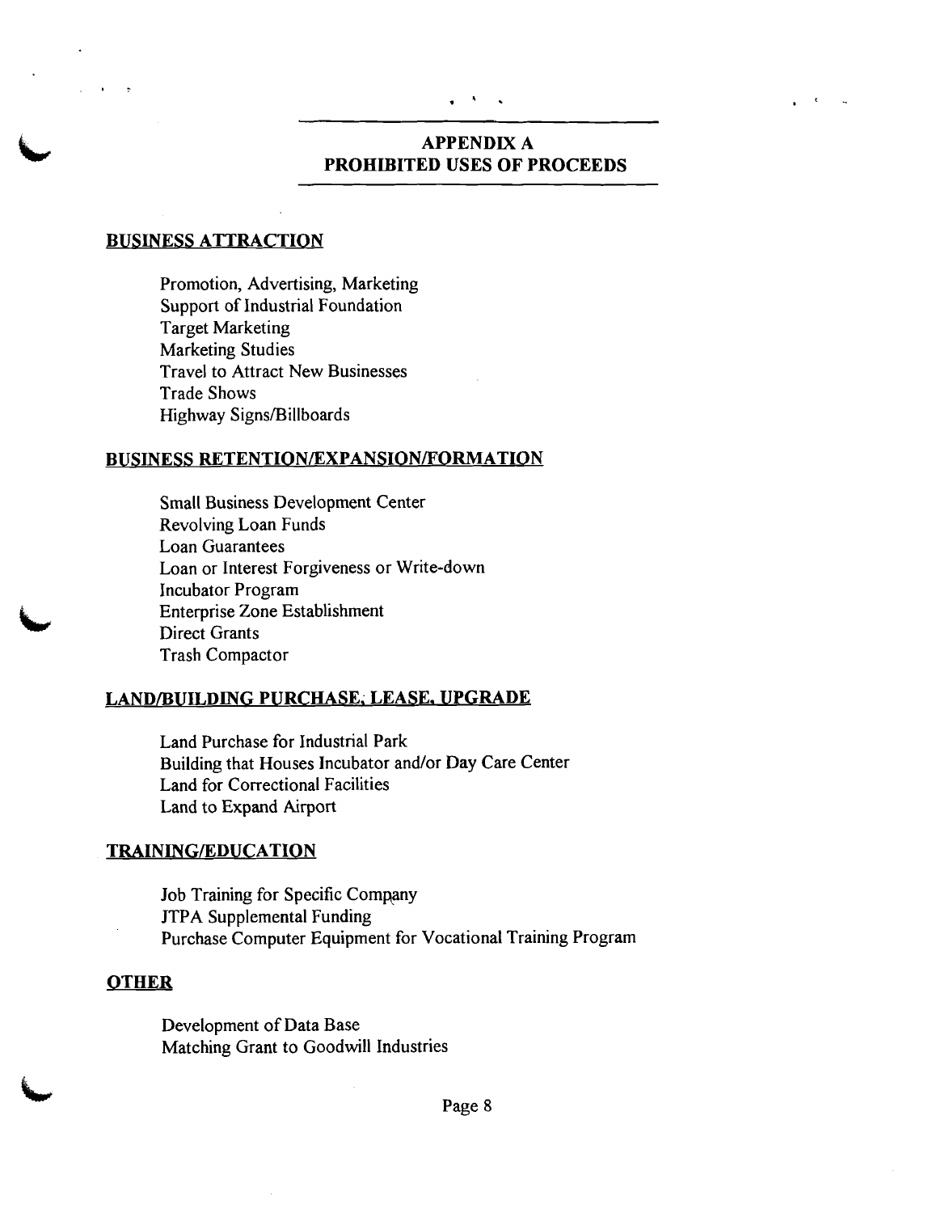## APPENDIX A
## PROHIBITED USES OF PROCEEDS

### BUSINESS ATTRACTION

- Promotion, Advertising, Marketing
- Support of Industrial Foundation
- Target Marketing
- Marketing Studies
- Travel to Attract New Businesses
- Trade Shows
- Highway Signs/Billboards

### BUSINESS RETENTION/EXPANSION/FORMATION

- Small Business Development Center
- Revolving Loan Funds
- Loan Guarantees
- Loan or Interest Forgiveness or Write-down
- Incubator Program
- Enterprise Zone Establishment
- Direct Grants
- Trash Compactor

### LAND/BUILDING PURCHASE, LEASE, UPGRADE

- Land Purchase for Industrial Park
- Building that Houses Incubator and/or Day Care Center
- Land for Correctional Facilities
- Land to Expand Airport

### TRAINING/EDUCATION

- Job Training for Specific Company
- JTPA Supplemental Funding
- Purchase Computer Equipment for Vocational Training Program

### OTHER

- Development of Data Base
- Matching Grant to Goodwill Industries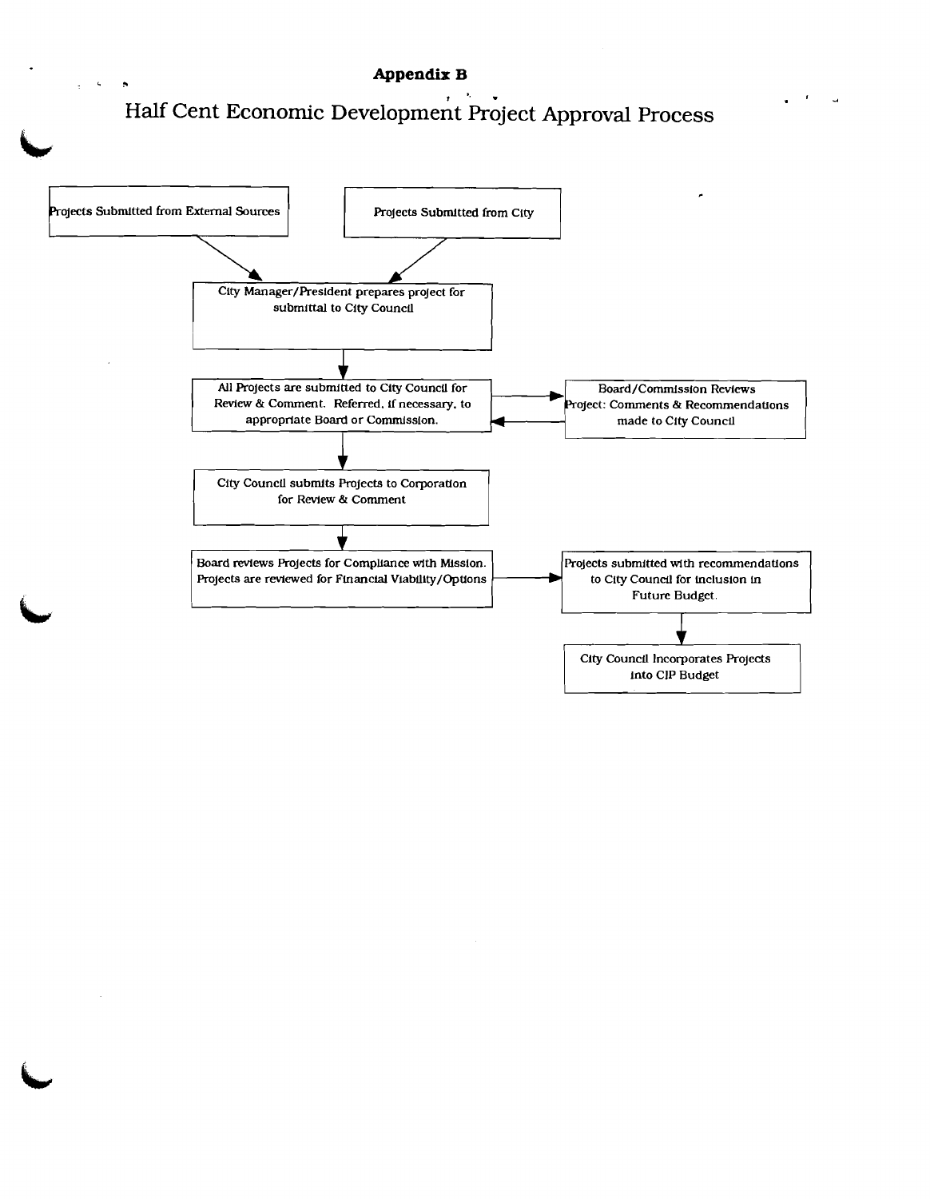**Appendix B**

# Half Cent Economic Development Project Approval Process

Projects Submitted from External Sources

Projects Submitted from City

City Manager/President prepares project for submittal to City Council

All Projects are submitted to City Council for Review & Comment. Referred, if necessary, to appropriate Board or Commission.

Board/Commission Reviews Project: Comments & Recommendations made to City Council

City Council submits Projects to Corporation for Review & Comment

Board reviews Projects for Compliance with Mission. Projects are reviewed for Financial Viability/Options

Projects submitted with recommendations to City Council for inclusion in Future Budget.

City Council Incorporates Projects into CIP Budget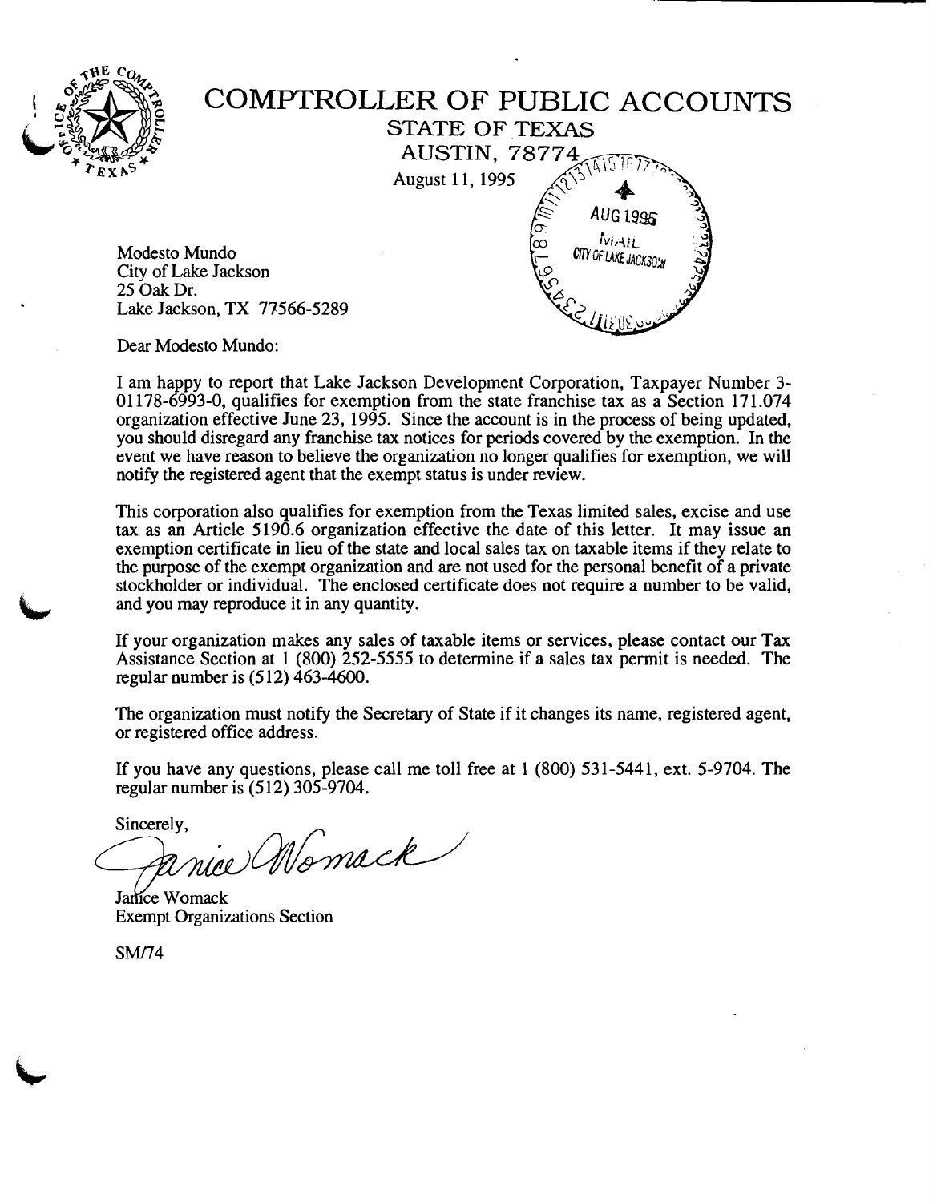# COMPTROLLER OF PUBLIC ACCOUNTS

STATE OF TEXAS
AUSTIN, 78774

August 11, 1995

AUG 1995
MAIL
CITY OF LAKE JACKSON

Modesto Mundo
City of Lake Jackson
25 Oak Dr.
Lake Jackson, TX 77566-5289

Dear Modesto Mundo:

I am happy to report that Lake Jackson Development Corporation, Taxpayer Number 3-01178-6993-0, qualifies for exemption from the state franchise tax as a Section 171.074 organization effective June 23, 1995. Since the account is in the process of being updated, you should disregard any franchise tax notices for periods covered by the exemption. In the event we have reason to believe the organization no longer qualifies for exemption, we will notify the registered agent that the exempt status is under review.

This corporation also qualifies for exemption from the Texas limited sales, excise and use tax as an Article 5190.6 organization effective the date of this letter. It may issue an exemption certificate in lieu of the state and local sales tax on taxable items if they relate to the purpose of the exempt organization and are not used for the personal benefit of a private stockholder or individual. The enclosed certificate does not require a number to be valid, and you may reproduce it in any quantity.

If your organization makes any sales of taxable items or services, please contact our Tax Assistance Section at 1 (800) 252-5555 to determine if a sales tax permit is needed. The regular number is (512) 463-4600.

The organization must notify the Secretary of State if it changes its name, registered agent, or registered office address.

If you have any questions, please call me toll free at 1 (800) 531-5441, ext. 5-9704. The regular number is (512) 305-9704.

Sincerely,

Janice Womack

Janice Womack
Exempt Organizations Section

SM/74